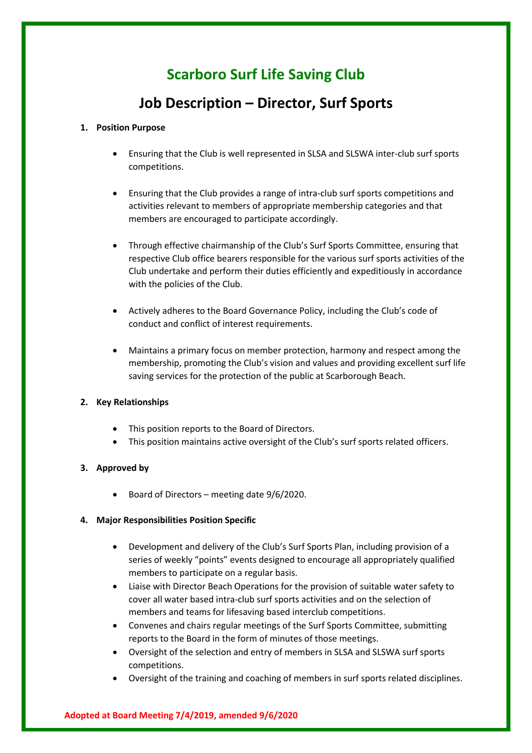# Scarboro Surf Life Saving Club

## Job Description – Director, Surf Sports

1. **Position Purpose**

   - Ensuring that the Club is well represented in SLSA and SLSWA inter-club surf sports competitions.

   - Ensuring that the Club provides a range of intra-club surf sports competitions and activities relevant to members of appropriate membership categories and that members are encouraged to participate accordingly.

   - Through effective chairmanship of the Club's Surf Sports Committee, ensuring that respective Club office bearers responsible for the various surf sports activities of the Club undertake and perform their duties efficiently and expeditiously in accordance with the policies of the Club.

   - Actively adheres to the Board Governance Policy, including the Club's code of conduct and conflict of interest requirements.

   - Maintains a primary focus on member protection, harmony and respect among the membership, promoting the Club's vision and values and providing excellent surf life saving services for the protection of the public at Scarborough Beach.

2. **Key Relationships**

   - This position reports to the Board of Directors.
   - This position maintains active oversight of the Club's surf sports related officers.

3. **Approved by**

   - Board of Directors – meeting date 9/6/2020.

4. **Major Responsibilities Position Specific**

   - Development and delivery of the Club's Surf Sports Plan, including provision of a series of weekly "points" events designed to encourage all appropriately qualified members to participate on a regular basis.
   - Liaise with Director Beach Operations for the provision of suitable water safety to cover all water based intra-club surf sports activities and on the selection of members and teams for lifesaving based interclub competitions.
   - Convenes and chairs regular meetings of the Surf Sports Committee, submitting reports to the Board in the form of minutes of those meetings.
   - Oversight of the selection and entry of members in SLSA and SLSWA surf sports competitions.
   - Oversight of the training and coaching of members in surf sports related disciplines.

**Adopted at Board Meeting 7/4/2019, amended 9/6/2020**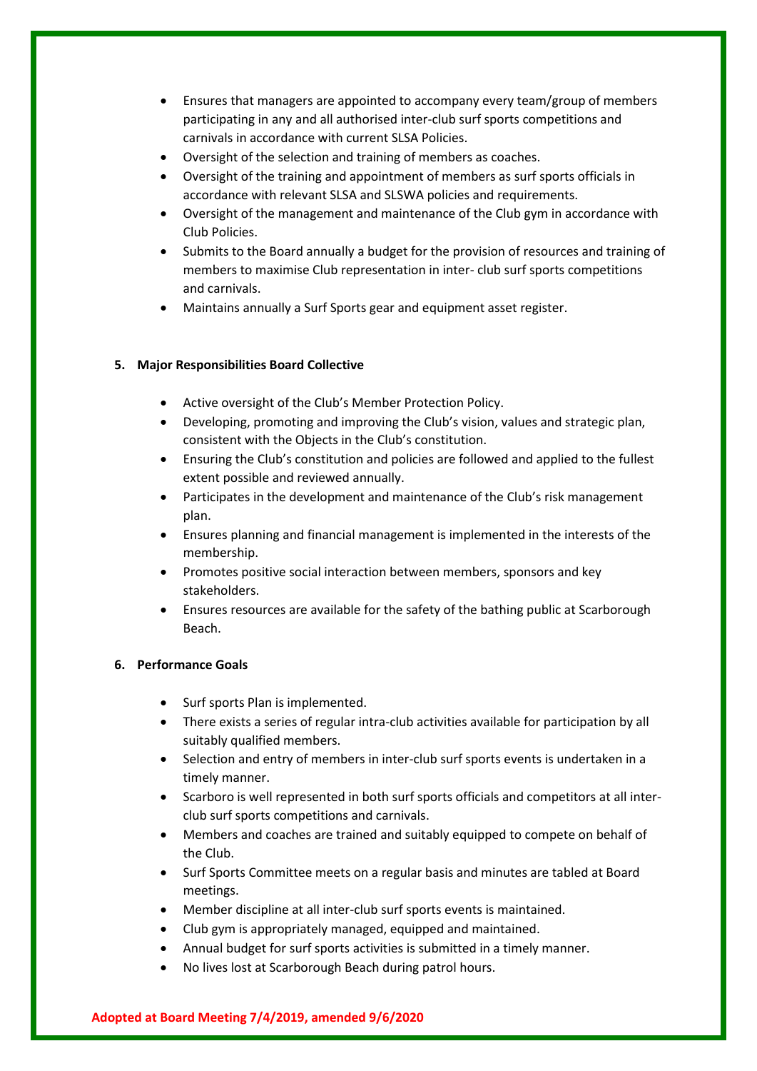- Ensures that managers are appointed to accompany every team/group of members participating in any and all authorised inter-club surf sports competitions and carnivals in accordance with current SLSA Policies.
- Oversight of the selection and training of members as coaches.
- Oversight of the training and appointment of members as surf sports officials in accordance with relevant SLSA and SLSWA policies and requirements.
- Oversight of the management and maintenance of the Club gym in accordance with Club Policies.
- Submits to the Board annually a budget for the provision of resources and training of members to maximise Club representation in inter- club surf sports competitions and carnivals.
- Maintains annually a Surf Sports gear and equipment asset register.

**5. Major Responsibilities Board Collective**

- Active oversight of the Club's Member Protection Policy.
- Developing, promoting and improving the Club's vision, values and strategic plan, consistent with the Objects in the Club's constitution.
- Ensuring the Club's constitution and policies are followed and applied to the fullest extent possible and reviewed annually.
- Participates in the development and maintenance of the Club's risk management plan.
- Ensures planning and financial management is implemented in the interests of the membership.
- Promotes positive social interaction between members, sponsors and key stakeholders.
- Ensures resources are available for the safety of the bathing public at Scarborough Beach.

**6. Performance Goals**

- Surf sports Plan is implemented.
- There exists a series of regular intra-club activities available for participation by all suitably qualified members.
- Selection and entry of members in inter-club surf sports events is undertaken in a timely manner.
- Scarboro is well represented in both surf sports officials and competitors at all inter-club surf sports competitions and carnivals.
- Members and coaches are trained and suitably equipped to compete on behalf of the Club.
- Surf Sports Committee meets on a regular basis and minutes are tabled at Board meetings.
- Member discipline at all inter-club surf sports events is maintained.
- Club gym is appropriately managed, equipped and maintained.
- Annual budget for surf sports activities is submitted in a timely manner.
- No lives lost at Scarborough Beach during patrol hours.

**Adopted at Board Meeting 7/4/2019, amended 9/6/2020**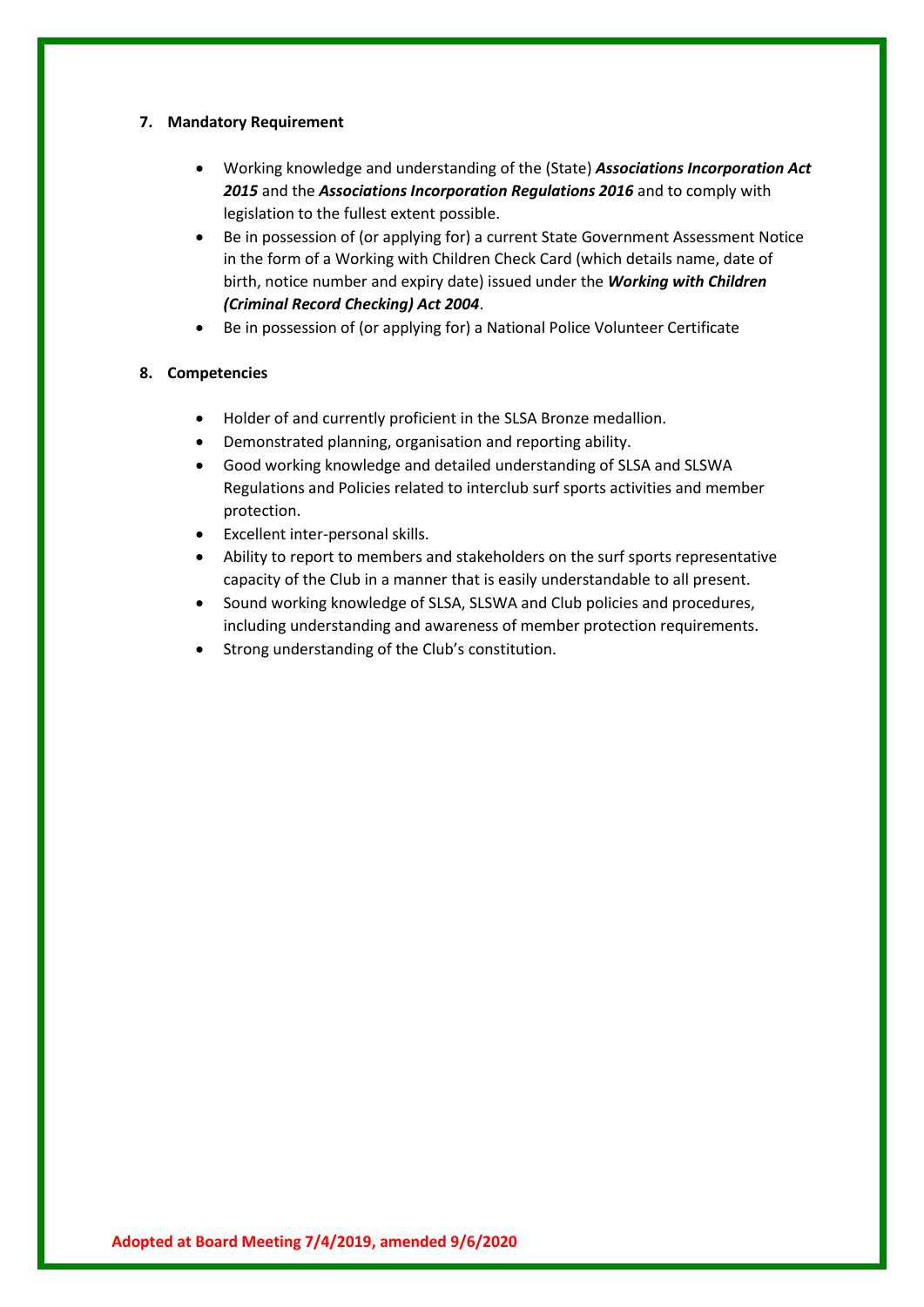## 7. Mandatory Requirement

- Working knowledge and understanding of the (State) ***Associations Incorporation Act 2015*** and the ***Associations Incorporation Regulations 2016*** and to comply with legislation to the fullest extent possible.
- Be in possession of (or applying for) a current State Government Assessment Notice in the form of a Working with Children Check Card (which details name, date of birth, notice number and expiry date) issued under the ***Working with Children (Criminal Record Checking) Act 2004***.
- Be in possession of (or applying for) a National Police Volunteer Certificate

## 8. Competencies

- Holder of and currently proficient in the SLSA Bronze medallion.
- Demonstrated planning, organisation and reporting ability.
- Good working knowledge and detailed understanding of SLSA and SLSWA Regulations and Policies related to interclub surf sports activities and member protection.
- Excellent inter-personal skills.
- Ability to report to members and stakeholders on the surf sports representative capacity of the Club in a manner that is easily understandable to all present.
- Sound working knowledge of SLSA, SLSWA and Club policies and procedures, including understanding and awareness of member protection requirements.
- Strong understanding of the Club's constitution.

**Adopted at Board Meeting 7/4/2019, amended 9/6/2020**